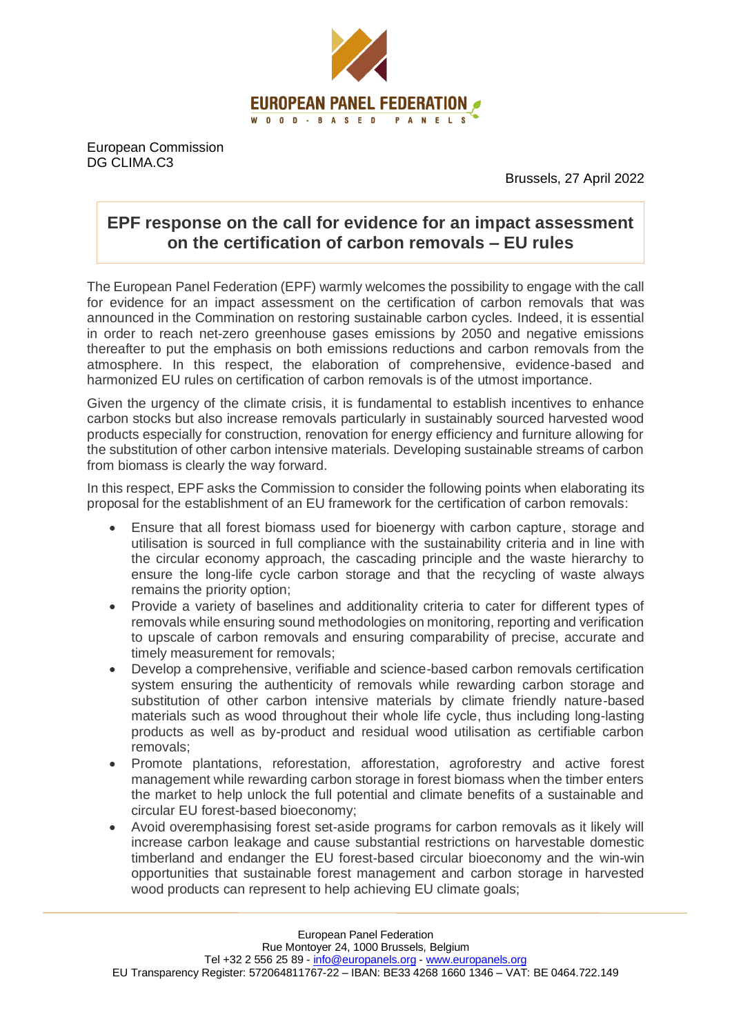EUROPEAN PANEL FEDERATION
WOOD-BASED PANELS

European Commission
DG CLIMA.C3

Brussels, 27 April 2022

# EPF response on the call for evidence for an impact assessment on the certification of carbon removals – EU rules

The European Panel Federation (EPF) warmly welcomes the possibility to engage with the call for evidence for an impact assessment on the certification of carbon removals that was announced in the Commination on restoring sustainable carbon cycles. Indeed, it is essential in order to reach net-zero greenhouse gases emissions by 2050 and negative emissions thereafter to put the emphasis on both emissions reductions and carbon removals from the atmosphere. In this respect, the elaboration of comprehensive, evidence-based and harmonized EU rules on certification of carbon removals is of the utmost importance.

Given the urgency of the climate crisis, it is fundamental to establish incentives to enhance carbon stocks but also increase removals particularly in sustainably sourced harvested wood products especially for construction, renovation for energy efficiency and furniture allowing for the substitution of other carbon intensive materials. Developing sustainable streams of carbon from biomass is clearly the way forward.

In this respect, EPF asks the Commission to consider the following points when elaborating its proposal for the establishment of an EU framework for the certification of carbon removals:

- Ensure that all forest biomass used for bioenergy with carbon capture, storage and utilisation is sourced in full compliance with the sustainability criteria and in line with the circular economy approach, the cascading principle and the waste hierarchy to ensure the long-life cycle carbon storage and that the recycling of waste always remains the priority option;
- Provide a variety of baselines and additionality criteria to cater for different types of removals while ensuring sound methodologies on monitoring, reporting and verification to upscale of carbon removals and ensuring comparability of precise, accurate and timely measurement for removals;
- Develop a comprehensive, verifiable and science-based carbon removals certification system ensuring the authenticity of removals while rewarding carbon storage and substitution of other carbon intensive materials by climate friendly nature-based materials such as wood throughout their whole life cycle, thus including long-lasting products as well as by-product and residual wood utilisation as certifiable carbon removals;
- Promote plantations, reforestation, afforestation, agroforestry and active forest management while rewarding carbon storage in forest biomass when the timber enters the market to help unlock the full potential and climate benefits of a sustainable and circular EU forest-based bioeconomy;
- Avoid overemphasising forest set-aside programs for carbon removals as it likely will increase carbon leakage and cause substantial restrictions on harvestable domestic timberland and endanger the EU forest-based circular bioeconomy and the win-win opportunities that sustainable forest management and carbon storage in harvested wood products can represent to help achieving EU climate goals;

European Panel Federation
Rue Montoyer 24, 1000 Brussels, Belgium
Tel +32 2 556 25 89 - info@europanels.org - www.europanels.org
EU Transparency Register: 572064811767-22 – IBAN: BE33 4268 1660 1346 – VAT: BE 0464.722.149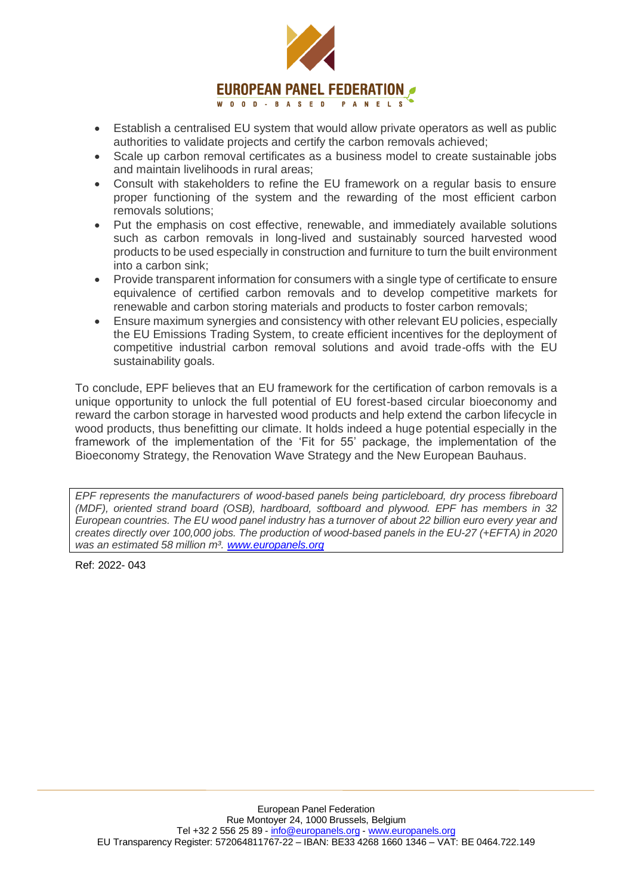- Establish a centralised EU system that would allow private operators as well as public authorities to validate projects and certify the carbon removals achieved;
- Scale up carbon removal certificates as a business model to create sustainable jobs and maintain livelihoods in rural areas;
- Consult with stakeholders to refine the EU framework on a regular basis to ensure proper functioning of the system and the rewarding of the most efficient carbon removals solutions;
- Put the emphasis on cost effective, renewable, and immediately available solutions such as carbon removals in long-lived and sustainably sourced harvested wood products to be used especially in construction and furniture to turn the built environment into a carbon sink;
- Provide transparent information for consumers with a single type of certificate to ensure equivalence of certified carbon removals and to develop competitive markets for renewable and carbon storing materials and products to foster carbon removals;
- Ensure maximum synergies and consistency with other relevant EU policies, especially the EU Emissions Trading System, to create efficient incentives for the deployment of competitive industrial carbon removal solutions and avoid trade-offs with the EU sustainability goals.

To conclude, EPF believes that an EU framework for the certification of carbon removals is a unique opportunity to unlock the full potential of EU forest-based circular bioeconomy and reward the carbon storage in harvested wood products and help extend the carbon lifecycle in wood products, thus benefitting our climate. It holds indeed a huge potential especially in the framework of the implementation of the 'Fit for 55' package, the implementation of the Bioeconomy Strategy, the Renovation Wave Strategy and the New European Bauhaus.

*EPF represents the manufacturers of wood-based panels being particleboard, dry process fibreboard (MDF), oriented strand board (OSB), hardboard, softboard and plywood. EPF has members in 32 European countries. The EU wood panel industry has a turnover of about 22 billion euro every year and creates directly over 100,000 jobs. The production of wood-based panels in the EU-27 (+EFTA) in 2020 was an estimated 58 million m³. [www.europanels.org](http://www.europanels.org)*

Ref: 2022- 043

European Panel Federation
Rue Montoyer 24, 1000 Brussels, Belgium
Tel +32 2 556 25 89 - info@europanels.org - www.europanels.org
EU Transparency Register: 572064811767-22 – IBAN: BE33 4268 1660 1346 – VAT: BE 0464.722.149